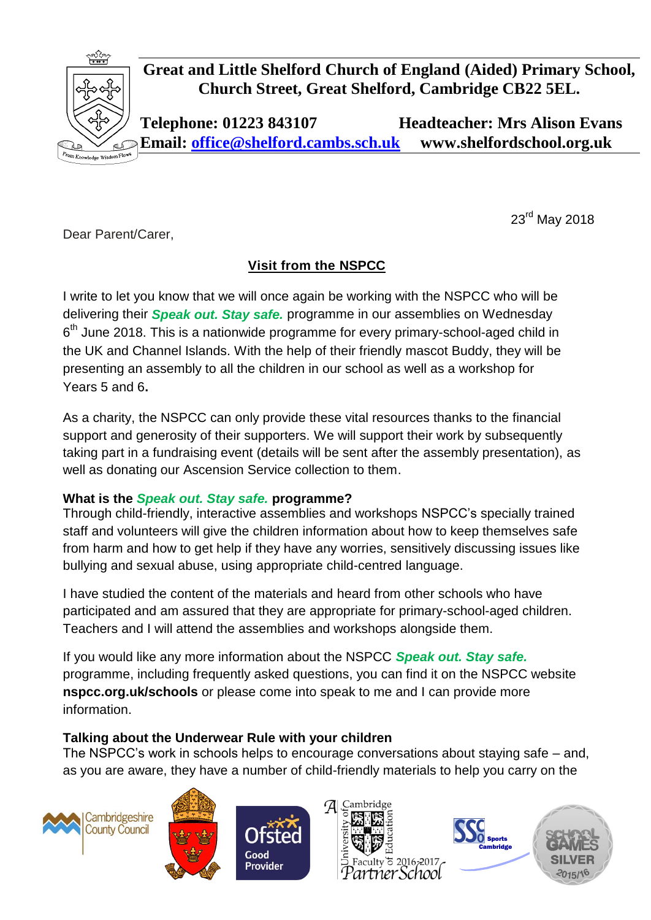**Great and Little Shelford Church of England (Aided) Primary School, Church Street, Great Shelford, Cambridge CB22 5EL.**

**Telephone: 01223 843107** **Headteacher: Mrs Alison Evans**
**Email: office@shelford.cambs.sch.uk** **www.shelfordschool.org.uk**

From Knowledge Wisdom Flows

23rd May 2018

Dear Parent/Carer,

## Visit from the NSPCC

I write to let you know that we will once again be working with the NSPCC who will be delivering their ***Speak out. Stay safe.*** programme in our assemblies on Wednesday 6th June 2018. This is a nationwide programme for every primary-school-aged child in the UK and Channel Islands. With the help of their friendly mascot Buddy, they will be presenting an assembly to all the children in our school as well as a workshop for Years 5 and 6**.**

As a charity, the NSPCC can only provide these vital resources thanks to the financial support and generosity of their supporters. We will support their work by subsequently taking part in a fundraising event (details will be sent after the assembly presentation), as well as donating our Ascension Service collection to them.

**What is the *Speak out. Stay safe.* programme?**

Through child-friendly, interactive assemblies and workshops NSPCC's specially trained staff and volunteers will give the children information about how to keep themselves safe from harm and how to get help if they have any worries, sensitively discussing issues like bullying and sexual abuse, using appropriate child-centred language.

I have studied the content of the materials and heard from other schools who have participated and am assured that they are appropriate for primary-school-aged children. Teachers and I will attend the assemblies and workshops alongside them.

If you would like any more information about the NSPCC ***Speak out. Stay safe.*** programme, including frequently asked questions, you can find it on the NSPCC website **nspcc.org.uk/schools** or please come into speak to me and I can provide more information.

**Talking about the Underwear Rule with your children**

The NSPCC's work in schools helps to encourage conversations about staying safe – and, as you are aware, they have a number of child-friendly materials to help you carry on the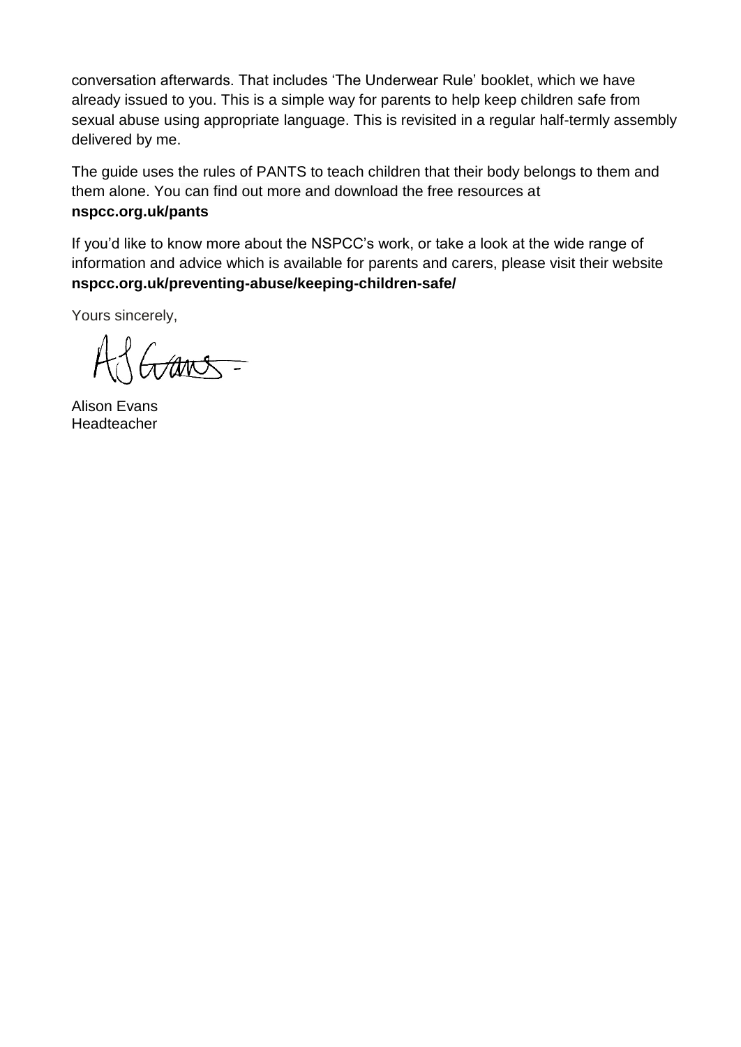conversation afterwards. That includes 'The Underwear Rule' booklet, which we have already issued to you. This is a simple way for parents to help keep children safe from sexual abuse using appropriate language. This is revisited in a regular half-termly assembly delivered by me.

The guide uses the rules of PANTS to teach children that their body belongs to them and them alone. You can find out more and download the free resources at **nspcc.org.uk/pants**

If you'd like to know more about the NSPCC's work, or take a look at the wide range of information and advice which is available for parents and carers, please visit their website **nspcc.org.uk/preventing-abuse/keeping-children-safe/**

Yours sincerely,

Alison Evans
Headteacher